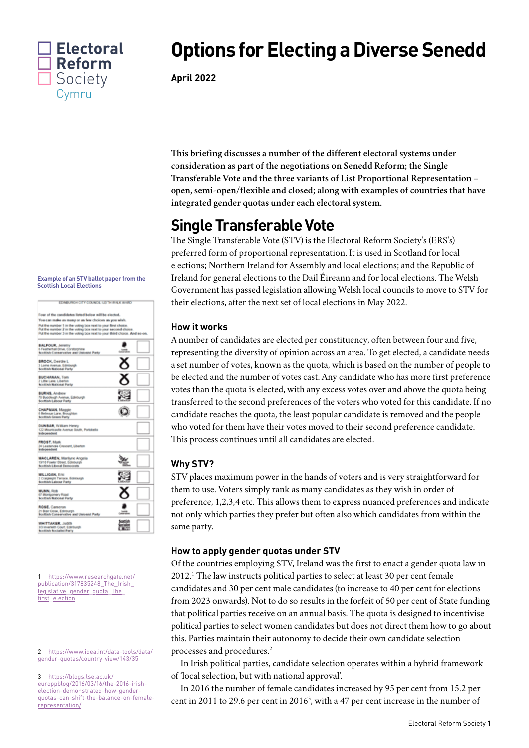# Options for Electing a Diverse Senedd

**April 2022**

**This briefing discusses a number of the different electoral systems under consideration as part of the negotiations on Senedd Reform; the Single Transferable Vote and the three variants of List Proportional Representation – open, semi-open/flexible and closed; along with examples of countries that have integrated gender quotas under each electoral system.**

## Single Transferable Vote

The Single Transferable Vote (STV) is the Electoral Reform Society's (ERS's) preferred form of proportional representation. It is used in Scotland for local elections; Northern Ireland for Assembly and local elections; and the Republic of Ireland for general elections to the Dail Éireann and for local elections. The Welsh Government has passed legislation allowing Welsh local councils to move to STV for their elections, after the next set of local elections in May 2022.

Example of an STV ballot paper from the Scottish Local Elections

### How it works

A number of candidates are elected per constituency, often between four and five, representing the diversity of opinion across an area. To get elected, a candidate needs a set number of votes, known as the quota, which is based on the number of people to be elected and the number of votes cast. Any candidate who has more first preference votes than the quota is elected, with any excess votes over and above the quota being transferred to the second preferences of the voters who voted for this candidate. If no candidate reaches the quota, the least popular candidate is removed and the people who voted for them have their votes moved to their second preference candidate. This process continues until all candidates are elected.

### Why STV?

STV places maximum power in the hands of voters and is very straightforward for them to use. Voters simply rank as many candidates as they wish in order of preference, 1,2,3,4 etc. This allows them to express nuanced preferences and indicate not only which parties they prefer but often also which candidates from within the same party.

### How to apply gender quotas under STV

Of the countries employing STV, Ireland was the first to enact a gender quota law in 2012.[1] The law instructs political parties to select at least 30 per cent female candidates and 30 per cent male candidates (to increase to 40 per cent for elections from 2023 onwards). Not to do so results in the forfeit of 50 per cent of State funding that political parties receive on an annual basis. The quota is designed to incentivise political parties to select women candidates but does not direct them how to go about this. Parties maintain their autonomy to decide their own candidate selection processes and procedures.[2]

In Irish political parties, candidate selection operates within a hybrid framework of 'local selection, but with national approval'.

In 2016 the number of female candidates increased by 95 per cent from 15.2 per cent in 2011 to 29.6 per cent in 2016[3], with a 47 per cent increase in the number of

1 https://www.researchgate.net/publication/317835248_The_Irish_legislative_gender_quota_The_first_election

2 https://www.idea.int/data-tools/data/gender-quotas/country-view/143/35

3 https://blogs.lse.ac.uk/europpblog/2016/03/16/the-2016-irish-election-demonstrated-how-gender-quotas-can-shift-the-balance-on-female-representation/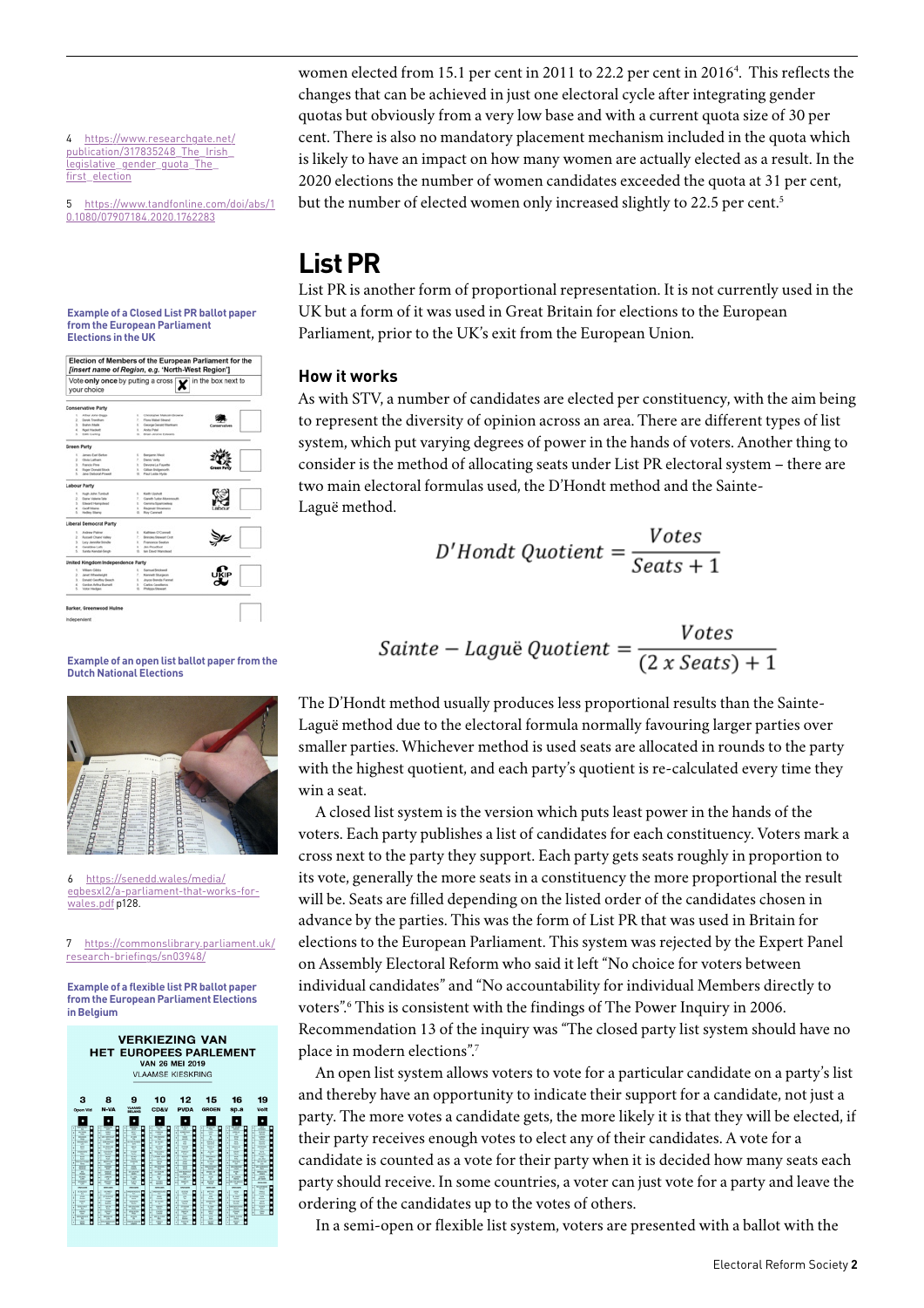women elected from 15.1 per cent in 2011 to 22.2 per cent in 2016[4]. This reflects the changes that can be achieved in just one electoral cycle after integrating gender quotas but obviously from a very low base and with a current quota size of 30 per cent. There is also no mandatory placement mechanism included in the quota which is likely to have an impact on how many women are actually elected as a result. In the 2020 elections the number of women candidates exceeded the quota at 31 per cent, but the number of elected women only increased slightly to 22.5 per cent.[5]

## List PR

List PR is another form of proportional representation. It is not currently used in the UK but a form of it was used in Great Britain for elections to the European Parliament, prior to the UK's exit from the European Union.

### How it works

As with STV, a number of candidates are elected per constituency, with the aim being to represent the diversity of opinion across an area. There are different types of list system, which put varying degrees of power in the hands of voters. Another thing to consider is the method of allocating seats under List PR electoral system – there are two main electoral formulas used, the D'Hondt method and the Sainte-Laguë method.

$$D'Hondt\ Quotient = \frac{Votes}{Seats + 1}$$

$$Sainte - Laguë\ Quotient = \frac{Votes}{(2\ x\ Seats) + 1}$$

The D'Hondt method usually produces less proportional results than the Sainte-Laguë method due to the electoral formula normally favouring larger parties over smaller parties. Whichever method is used seats are allocated in rounds to the party with the highest quotient, and each party's quotient is re-calculated every time they win a seat.

A closed list system is the version which puts least power in the hands of the voters. Each party publishes a list of candidates for each constituency. Voters mark a cross next to the party they support. Each party gets seats roughly in proportion to its vote, generally the more seats in a constituency the more proportional the result will be. Seats are filled depending on the listed order of the candidates chosen in advance by the parties. This was the form of List PR that was used in Britain for elections to the European Parliament. This system was rejected by the Expert Panel on Assembly Electoral Reform who said it left "No choice for voters between individual candidates" and "No accountability for individual Members directly to voters".[6] This is consistent with the findings of The Power Inquiry in 2006. Recommendation 13 of the inquiry was "The closed party list system should have no place in modern elections".[7]

An open list system allows voters to vote for a particular candidate on a party's list and thereby have an opportunity to indicate their support for a candidate, not just a party. The more votes a candidate gets, the more likely it is that they will be elected, if their party receives enough votes to elect any of their candidates. A vote for a candidate is counted as a vote for their party when it is decided how many seats each party should receive. In some countries, a voter can just vote for a party and leave the ordering of the candidates up to the votes of others.

In a semi-open or flexible list system, voters are presented with a ballot with the

4 https://www.researchgate.net/publication/317835248_The_Irish_legislative_gender_quota_The_first_election

5 https://www.tandfonline.com/doi/abs/10.1080/07907184.2020.1762283

Example of a Closed List PR ballot paper from the European Parliament Elections in the UK

Example of an open list ballot paper from the Dutch National Elections

6 https://senedd.wales/media/eqbesxl2/a-parliament-that-works-for-wales.pdf p128.

7 https://commonslibrary.parliament.uk/research-briefings/sn03948/

Example of a flexible list PR ballot paper from the European Parliament Elections in Belgium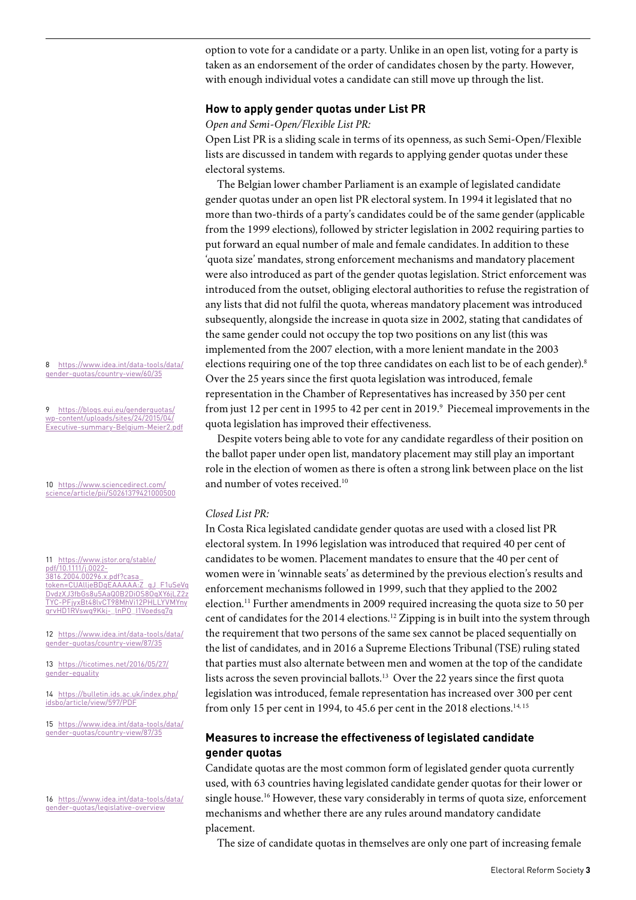option to vote for a candidate or a party. Unlike in an open list, voting for a party is taken as an endorsement of the order of candidates chosen by the party. However, with enough individual votes a candidate can still move up through the list.

## How to apply gender quotas under List PR

*Open and Semi-Open/Flexible List PR:*

Open List PR is a sliding scale in terms of its openness, as such Semi-Open/Flexible lists are discussed in tandem with regards to applying gender quotas under these electoral systems.

The Belgian lower chamber Parliament is an example of legislated candidate gender quotas under an open list PR electoral system. In 1994 it legislated that no more than two-thirds of a party's candidates could be of the same gender (applicable from the 1999 elections), followed by stricter legislation in 2002 requiring parties to put forward an equal number of male and female candidates. In addition to these 'quota size' mandates, strong enforcement mechanisms and mandatory placement were also introduced as part of the gender quotas legislation. Strict enforcement was introduced from the outset, obliging electoral authorities to refuse the registration of any lists that did not fulfil the quota, whereas mandatory placement was introduced subsequently, alongside the increase in quota size in 2002, stating that candidates of the same gender could not occupy the top two positions on any list (this was implemented from the 2007 election, with a more lenient mandate in the 2003 elections requiring one of the top three candidates on each list to be of each gender).[8] Over the 25 years since the first quota legislation was introduced, female representation in the Chamber of Representatives has increased by 350 per cent from just 12 per cent in 1995 to 42 per cent in 2019.[9] Piecemeal improvements in the quota legislation has improved their effectiveness.

Despite voters being able to vote for any candidate regardless of their position on the ballot paper under open list, mandatory placement may still play an important role in the election of women as there is often a strong link between place on the list and number of votes received.[10]

*Closed List PR:*

In Costa Rica legislated candidate gender quotas are used with a closed list PR electoral system. In 1996 legislation was introduced that required 40 per cent of candidates to be women. Placement mandates to ensure that the 40 per cent of women were in 'winnable seats' as determined by the previous election's results and enforcement mechanisms followed in 1999, such that they applied to the 2002 election.[11] Further amendments in 2009 required increasing the quota size to 50 per cent of candidates for the 2014 elections.[12] Zipping is in built into the system through the requirement that two persons of the same sex cannot be placed sequentially on the list of candidates, and in 2016 a Supreme Elections Tribunal (TSE) ruling stated that parties must also alternate between men and women at the top of the candidate lists across the seven provincial ballots.[13] Over the 22 years since the first quota legislation was introduced, female representation has increased over 300 per cent from only 15 per cent in 1994, to 45.6 per cent in the 2018 elections.[14, 15]

## Measures to increase the effectiveness of legislated candidate gender quotas

Candidate quotas are the most common form of legislated gender quota currently used, with 63 countries having legislated candidate gender quotas for their lower or single house.[16] However, these vary considerably in terms of quota size, enforcement mechanisms and whether there are any rules around mandatory candidate placement.

The size of candidate quotas in themselves are only one part of increasing female

8 https://www.idea.int/data-tools/data/gender-quotas/country-view/60/35

9 https://blogs.eui.eu/genderquotas/wp-content/uploads/sites/24/2015/04/Executive-summary-Belgium-Meier2.pdf

10 https://www.sciencedirect.com/science/article/pii/S0261379421000500

11 https://www.jstor.org/stable/pdf/10.1111/j.0022-3816.2004.00296.x.pdf?casa_token=CUAlljeBDqEAAAAA:Z_gJ_F1uSeVgDvdzXJ3fbGs8u5AaQ0B2DiOS8OqXY6jLZ2zTYC-PFjyxBt48lvCT98MhVi12PHLLYVMYnygrvHD1RVswg9Kkj-_lnPO_I1Voedsg7g

12 https://www.idea.int/data-tools/data/gender-quotas/country-view/87/35

13 https://ticotimes.net/2016/05/27/gender-equality

14 https://bulletin.ids.ac.uk/index.php/idsbo/article/view/597/PDF

15 https://www.idea.int/data-tools/data/gender-quotas/country-view/87/35

16 https://www.idea.int/data-tools/data/gender-quotas/legislative-overview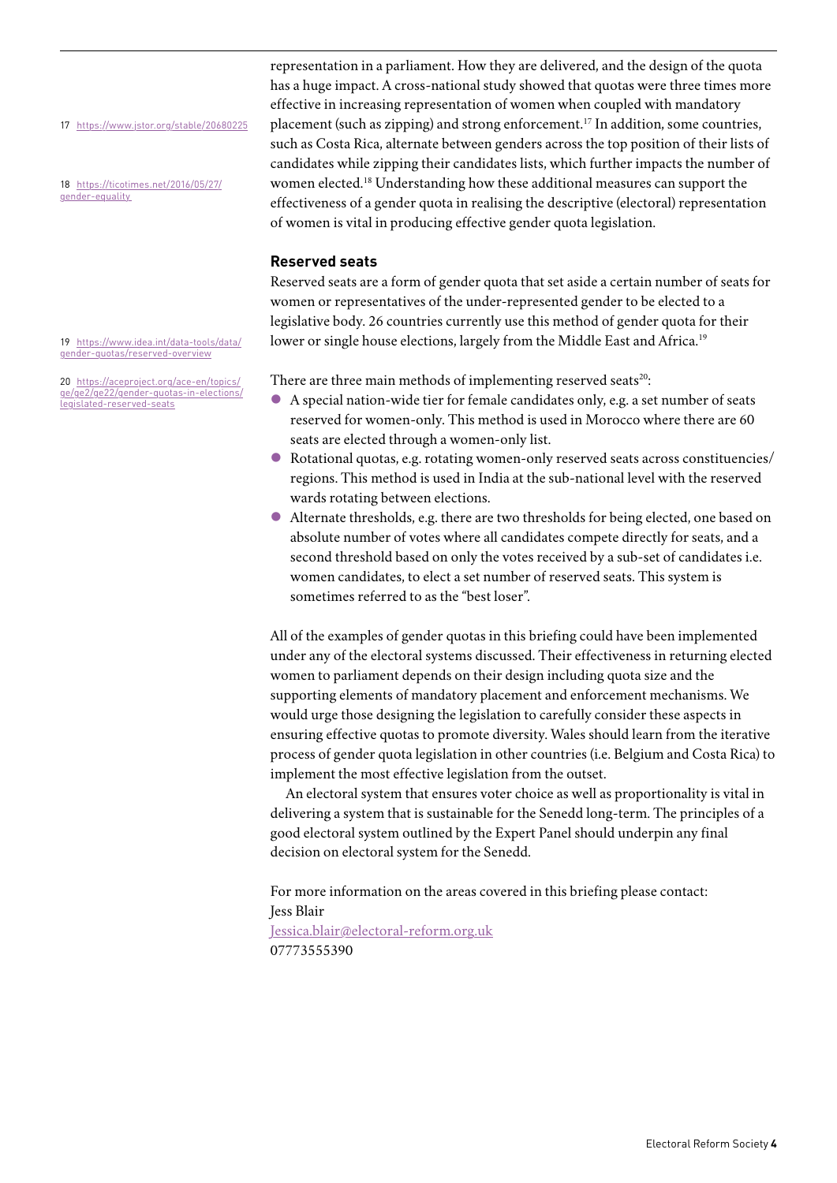representation in a parliament. How they are delivered, and the design of the quota has a huge impact. A cross-national study showed that quotas were three times more effective in increasing representation of women when coupled with mandatory placement (such as zipping) and strong enforcement.[17] In addition, some countries, such as Costa Rica, alternate between genders across the top position of their lists of candidates while zipping their candidates lists, which further impacts the number of women elected.[18] Understanding how these additional measures can support the effectiveness of a gender quota in realising the descriptive (electoral) representation of women is vital in producing effective gender quota legislation.

### Reserved seats

Reserved seats are a form of gender quota that set aside a certain number of seats for women or representatives of the under-represented gender to be elected to a legislative body. 26 countries currently use this method of gender quota for their lower or single house elections, largely from the Middle East and Africa.[19]

There are three main methods of implementing reserved seats[20]:

- A special nation-wide tier for female candidates only, e.g. a set number of seats reserved for women-only. This method is used in Morocco where there are 60 seats are elected through a women-only list.
- Rotational quotas, e.g. rotating women-only reserved seats across constituencies/regions. This method is used in India at the sub-national level with the reserved wards rotating between elections.
- Alternate thresholds, e.g. there are two thresholds for being elected, one based on absolute number of votes where all candidates compete directly for seats, and a second threshold based on only the votes received by a sub-set of candidates i.e. women candidates, to elect a set number of reserved seats. This system is sometimes referred to as the "best loser".

All of the examples of gender quotas in this briefing could have been implemented under any of the electoral systems discussed. Their effectiveness in returning elected women to parliament depends on their design including quota size and the supporting elements of mandatory placement and enforcement mechanisms. We would urge those designing the legislation to carefully consider these aspects in ensuring effective quotas to promote diversity. Wales should learn from the iterative process of gender quota legislation in other countries (i.e. Belgium and Costa Rica) to implement the most effective legislation from the outset.

An electoral system that ensures voter choice as well as proportionality is vital in delivering a system that is sustainable for the Senedd long-term. The principles of a good electoral system outlined by the Expert Panel should underpin any final decision on electoral system for the Senedd.

For more information on the areas covered in this briefing please contact:
Jess Blair
Jessica.blair@electoral-reform.org.uk
07773555390

---

17 https://www.jstor.org/stable/20680225

18 https://ticotimes.net/2016/05/27/gender-equality

19 https://www.idea.int/data-tools/data/gender-quotas/reserved-overview

20 https://aceproject.org/ace-en/topics/ge/ge2/ge22/gender-quotas-in-elections/legislated-reserved-seats